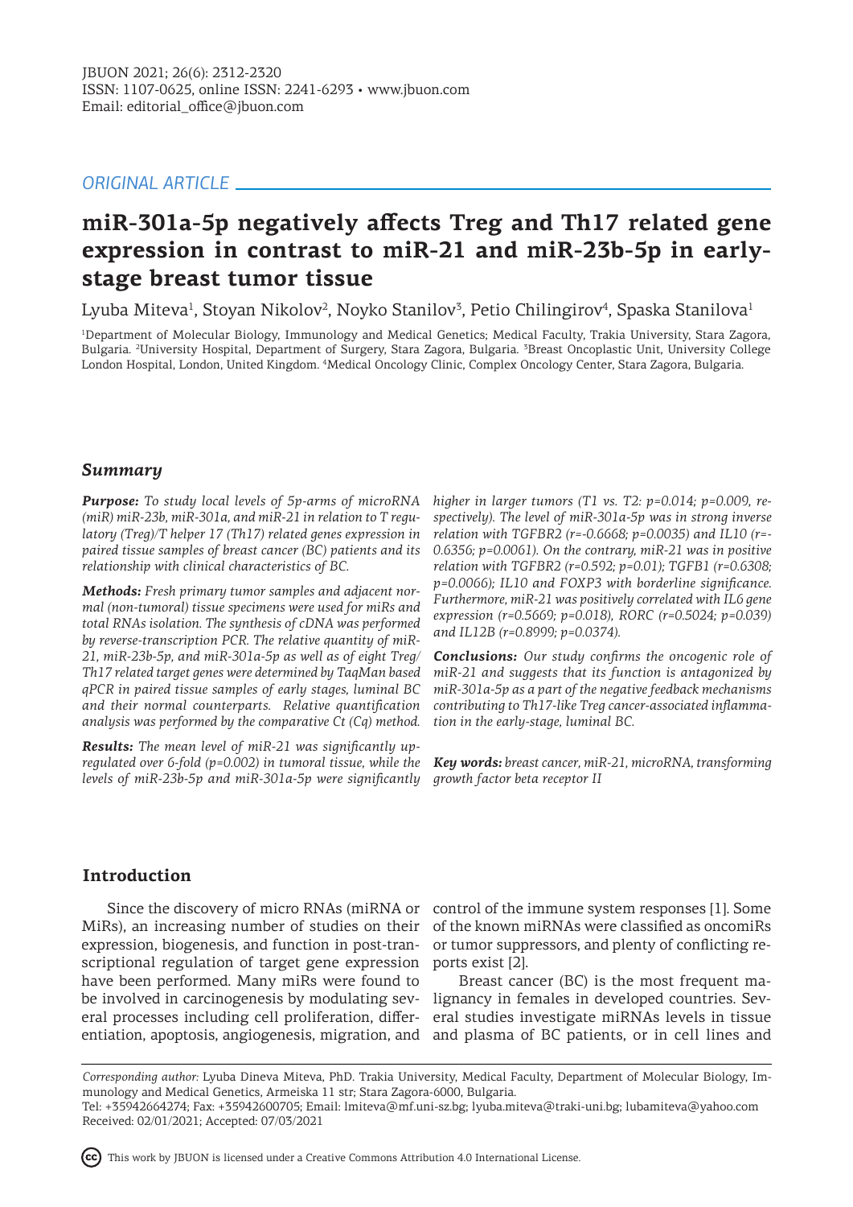ORIGINAL ARTICLE

# miR-301a-5p negatively affects Treg and Th17 related gene expression in contrast to miR-21 and miR-23b-5p in early-stage breast tumor tissue

Lyuba Miteva[1], Stoyan Nikolov[2], Noyko Stanilov[3], Petio Chilingirov[4], Spaska Stanilova[1]

[1]Department of Molecular Biology, Immunology and Medical Genetics; Medical Faculty, Trakia University, Stara Zagora, Bulgaria. [2]University Hospital, Department of Surgery, Stara Zagora, Bulgaria. [3]Breast Oncoplastic Unit, University College London Hospital, London, United Kingdom. [4]Medical Oncology Clinic, Complex Oncology Center, Stara Zagora, Bulgaria.

## Summary

***Purpose:*** *To study local levels of 5p-arms of microRNA (miR) miR-23b, miR-301a, and miR-21 in relation to T regulatory (Treg)/T helper 17 (Th17) related genes expression in paired tissue samples of breast cancer (BC) patients and its relationship with clinical characteristics of BC.*

***Methods:*** *Fresh primary tumor samples and adjacent normal (non-tumoral) tissue specimens were used for miRs and total RNAs isolation. The synthesis of cDNA was performed by reverse-transcription PCR. The relative quantity of miR-21, miR-23b-5p, and miR-301a-5p as well as of eight Treg/Th17 related target genes were determined by TaqMan based qPCR in paired tissue samples of early stages, luminal BC and their normal counterparts. Relative quantification analysis was performed by the comparative Ct (Cq) method.*

***Results:*** *The mean level of miR-21 was significantly upregulated over 6-fold (p=0.002) in tumoral tissue, while the levels of miR-23b-5p and miR-301a-5p were significantly higher in larger tumors (T1 vs. T2: p=0.014; p=0.009, respectively). The level of miR-301a-5p was in strong inverse relation with TGFBR2 (r=-0.6668; p=0.0035) and IL10 (r=-0.6356; p=0.0061). On the contrary, miR-21 was in positive relation with TGFBR2 (r=0.592; p=0.01); TGFB1 (r=0.6308; p=0.0066); IL10 and FOXP3 with borderline significance. Furthermore, miR-21 was positively correlated with IL6 gene expression (r=0.5669; p=0.018), RORC (r=0.5024; p=0.039) and IL12B (r=0.8999; p=0.0374).*

***Conclusions:*** *Our study confirms the oncogenic role of miR-21 and suggests that its function is antagonized by miR-301a-5p as a part of the negative feedback mechanisms contributing to Th17-like Treg cancer-associated inflammation in the early-stage, luminal BC.*

***Key words:*** *breast cancer, miR-21, microRNA, transforming growth factor beta receptor II*

## Introduction

Since the discovery of micro RNAs (miRNA or MiRs), an increasing number of studies on their expression, biogenesis, and function in post-transcriptional regulation of target gene expression have been performed. Many miRs were found to be involved in carcinogenesis by modulating several processes including cell proliferation, differentiation, apoptosis, angiogenesis, migration, and control of the immune system responses [1]. Some of the known miRNAs were classified as oncomiRs or tumor suppressors, and plenty of conflicting reports exist [2].

Breast cancer (BC) is the most frequent malignancy in females in developed countries. Several studies investigate miRNAs levels in tissue and plasma of BC patients, or in cell lines and

*Corresponding author:* Lyuba Dineva Miteva, PhD. Trakia University, Medical Faculty, Department of Molecular Biology, Immunology and Medical Genetics, Armeiska 11 str; Stara Zagora-6000, Bulgaria.
Tel: +35942664274; Fax: +35942600705; Email: lmiteva@mf.uni-sz.bg; lyuba.miteva@traki-uni.bg; lubamiteva@yahoo.com
Received: 02/01/2021; Accepted: 07/03/2021

This work by JBUON is licensed under a Creative Commons Attribution 4.0 International License.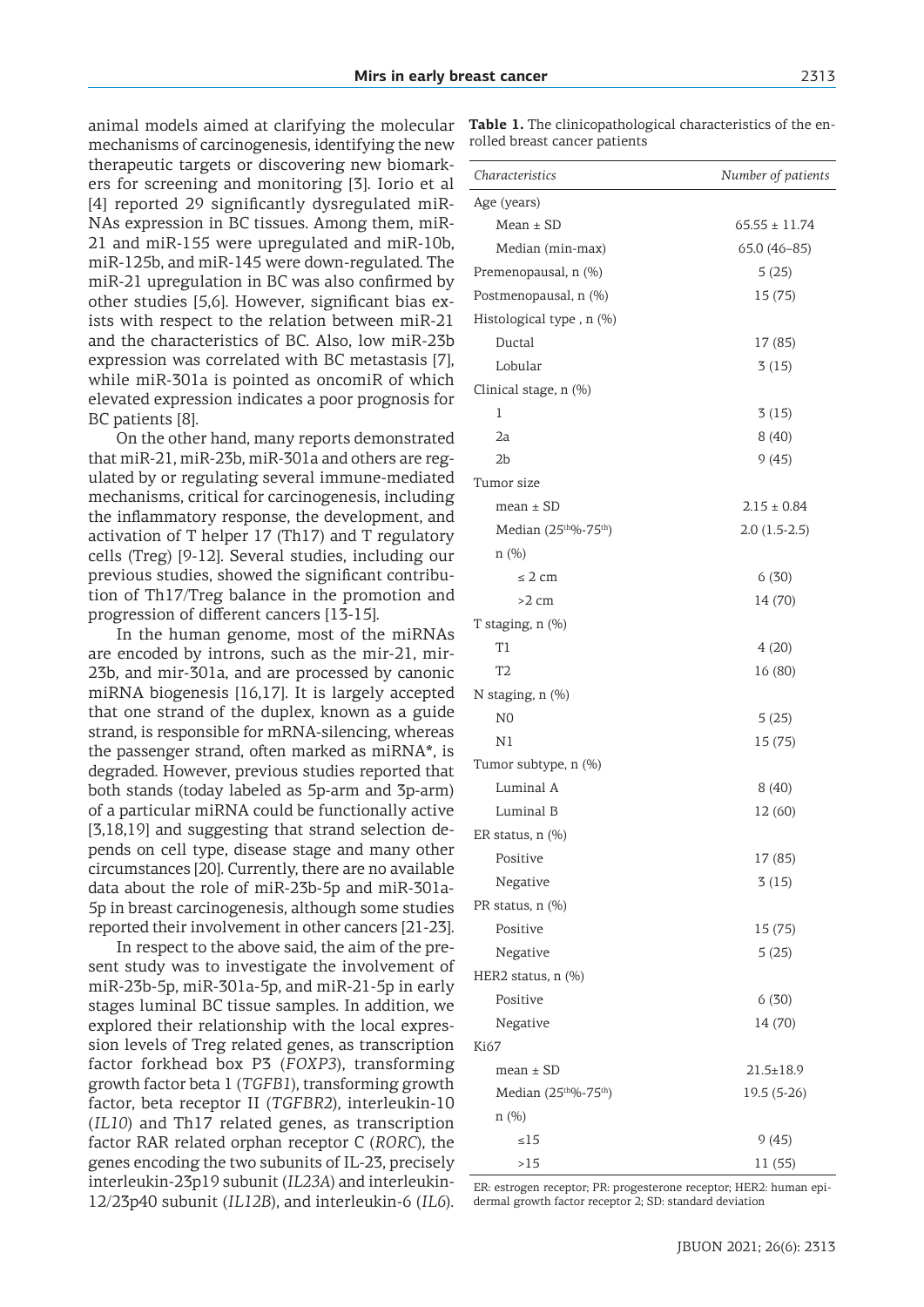animal models aimed at clarifying the molecular mechanisms of carcinogenesis, identifying the new therapeutic targets or discovering new biomarkers for screening and monitoring [3]. Iorio et al [4] reported 29 significantly dysregulated miRNAs expression in BC tissues. Among them, miR-21 and miR-155 were upregulated and miR-10b, miR-125b, and miR-145 were down-regulated. The miR-21 upregulation in BC was also confirmed by other studies [5,6]. However, significant bias exists with respect to the relation between miR-21 and the characteristics of BC. Also, low miR-23b expression was correlated with BC metastasis [7], while miR-301a is pointed as oncomiR of which elevated expression indicates a poor prognosis for BC patients [8].

On the other hand, many reports demonstrated that miR-21, miR-23b, miR-301a and others are regulated by or regulating several immune-mediated mechanisms, critical for carcinogenesis, including the inflammatory response, the development, and activation of T helper 17 (Th17) and T regulatory cells (Treg) [9-12]. Several studies, including our previous studies, showed the significant contribution of Th17/Treg balance in the promotion and progression of different cancers [13-15].

In the human genome, most of the miRNAs are encoded by introns, such as the mir-21, mir-23b, and mir-301a, and are processed by canonic miRNA biogenesis [16,17]. It is largely accepted that one strand of the duplex, known as a guide strand, is responsible for mRNA-silencing, whereas the passenger strand, often marked as miRNA*, is degraded. However, previous studies reported that both stands (today labeled as 5p-arm and 3p-arm) of a particular miRNA could be functionally active [3,18,19] and suggesting that strand selection depends on cell type, disease stage and many other circumstances [20]. Currently, there are no available data about the role of miR-23b-5p and miR-301a-5p in breast carcinogenesis, although some studies reported their involvement in other cancers [21-23].

In respect to the above said, the aim of the present study was to investigate the involvement of miR-23b-5p, miR-301a-5p, and miR-21-5p in early stages luminal BC tissue samples. In addition, we explored their relationship with the local expression levels of Treg related genes, as transcription factor forkhead box P3 (*FOXP3*), transforming growth factor beta 1 (*TGFB1*), transforming growth factor, beta receptor II (*TGFBR2*), interleukin-10 (*IL10*) and Th17 related genes, as transcription factor RAR related orphan receptor C (*RORC*), the genes encoding the two subunits of IL-23, precisely interleukin-23p19 subunit (*IL23A*) and interleukin-12/23p40 subunit (*IL12B*), and interleukin-6 (*IL6*).

**Table 1.** The clinicopathological characteristics of the enrolled breast cancer patients

| *Characteristics* | *Number of patients* |
|---|---|
| Age (years) | |
| Mean ± SD | 65.55 ± 11.74 |
| Median (min-max) | 65.0 (46–85) |
| Premenopausal, n (%) | 5 (25) |
| Postmenopausal, n (%) | 15 (75) |
| Histological type , n (%) | |
| Ductal | 17 (85) |
| Lobular | 3 (15) |
| Clinical stage, n (%) | |
| 1 | 3 (15) |
| 2a | 8 (40) |
| 2b | 9 (45) |
| Tumor size | |
| mean ± SD | 2.15 ± 0.84 |
| Median ($25^{th}$%-$75^{th}$) | 2.0 (1.5-2.5) |
| n (%) | |
| ≤ 2 cm | 6 (30) |
| >2 cm | 14 (70) |
| T staging, n (%) | |
| T1 | 4 (20) |
| T2 | 16 (80) |
| N staging, n (%) | |
| N0 | 5 (25) |
| N1 | 15 (75) |
| Tumor subtype, n (%) | |
| Luminal A | 8 (40) |
| Luminal B | 12 (60) |
| ER status, n (%) | |
| Positive | 17 (85) |
| Negative | 3 (15) |
| PR status, n (%) | |
| Positive | 15 (75) |
| Negative | 5 (25) |
| HER2 status, n (%) | |
| Positive | 6 (30) |
| Negative | 14 (70) |
| Ki67 | |
| mean ± SD | 21.5±18.9 |
| Median ($25^{th}$%-$75^{th}$) | 19.5 (5-26) |
| n (%) | |
| ≤15 | 9 (45) |
| >15 | 11 (55) |

ER: estrogen receptor; PR: progesterone receptor; HER2: human epidermal growth factor receptor 2; SD: standard deviation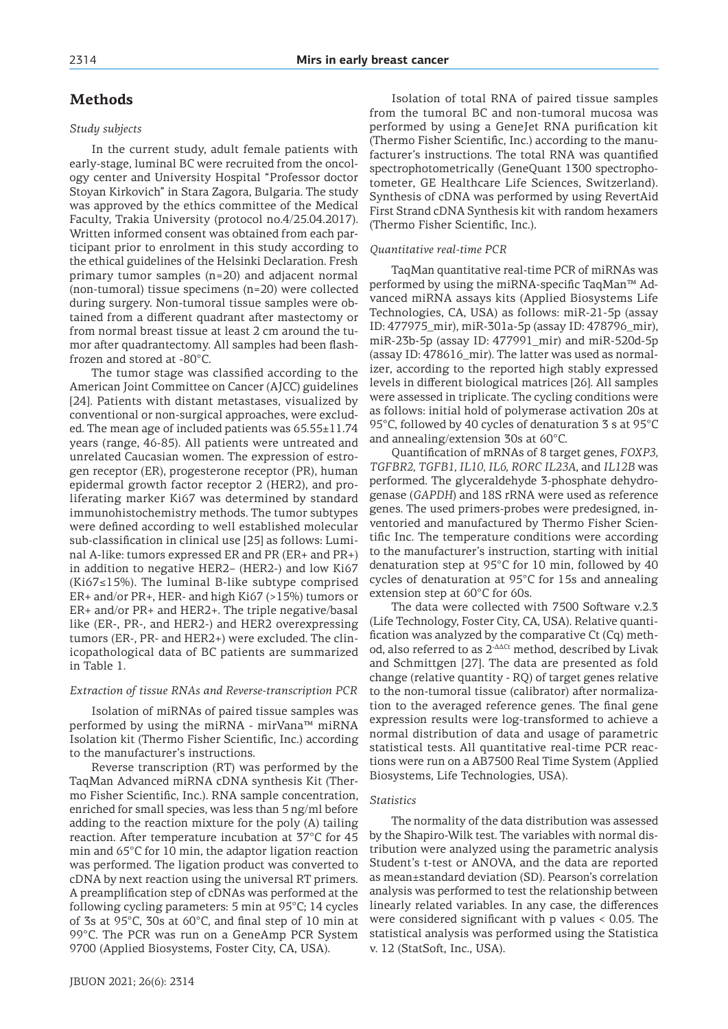## Methods

### *Study subjects*

In the current study, adult female patients with early-stage, luminal BC were recruited from the oncology center and University Hospital "Professor doctor Stoyan Kirkovich" in Stara Zagora, Bulgaria. The study was approved by the ethics committee of the Medical Faculty, Trakia University (protocol no.4/25.04.2017). Written informed consent was obtained from each participant prior to enrolment in this study according to the ethical guidelines of the Helsinki Declaration. Fresh primary tumor samples (n=20) and adjacent normal (non-tumoral) tissue specimens (n=20) were collected during surgery. Non-tumoral tissue samples were obtained from a different quadrant after mastectomy or from normal breast tissue at least 2 cm around the tumor after quadrantectomy. All samples had been flash-frozen and stored at -80°C.

The tumor stage was classified according to the American Joint Committee on Cancer (AJCC) guidelines [24]. Patients with distant metastases, visualized by conventional or non-surgical approaches, were excluded. The mean age of included patients was 65.55±11.74 years (range, 46-85). All patients were untreated and unrelated Caucasian women. The expression of estrogen receptor (ER), progesterone receptor (PR), human epidermal growth factor receptor 2 (HER2), and proliferating marker Ki67 was determined by standard immunohistochemistry methods. The tumor subtypes were defined according to well established molecular sub-classification in clinical use [25] as follows: Luminal A-like: tumors expressed ER and PR (ER+ and PR+) in addition to negative HER2– (HER2-) and low Ki67 (Ki67≤15%). The luminal B-like subtype comprised ER+ and/or PR+, HER- and high Ki67 (>15%) tumors or ER+ and/or PR+ and HER2+. The triple negative/basal like (ER-, PR-, and HER2-) and HER2 overexpressing tumors (ER-, PR- and HER2+) were excluded. The clinicopathological data of BC patients are summarized in Table 1.

### *Extraction of tissue RNAs and Reverse-transcription PCR*

Isolation of miRNAs of paired tissue samples was performed by using the miRNA - mirVana™ miRNA Isolation kit (Thermo Fisher Scientific, Inc.) according to the manufacturer's instructions.

Reverse transcription (RT) was performed by the TaqMan Advanced miRNA cDNA synthesis Kit (Thermo Fisher Scientific, Inc.). RNA sample concentration, enriched for small species, was less than 5 ng/ml before adding to the reaction mixture for the poly (A) tailing reaction. After temperature incubation at 37°C for 45 min and 65°C for 10 min, the adaptor ligation reaction was performed. The ligation product was converted to cDNA by next reaction using the universal RT primers. A preamplification step of cDNAs was performed at the following cycling parameters: 5 min at 95°C; 14 cycles of 3s at 95°C, 30s at 60°C, and final step of 10 min at 99°C. The PCR was run on a GeneAmp PCR System 9700 (Applied Biosystems, Foster City, CA, USA).

Isolation of total RNA of paired tissue samples from the tumoral BC and non-tumoral mucosa was performed by using a GeneJet RNA purification kit (Thermo Fisher Scientific, Inc.) according to the manufacturer's instructions. The total RNA was quantified spectrophotometrically (GeneQuant 1300 spectrophotometer, GE Healthcare Life Sciences, Switzerland). Synthesis of cDNA was performed by using RevertAid First Strand cDNA Synthesis kit with random hexamers (Thermo Fisher Scientific, Inc.).

### *Quantitative real-time PCR*

TaqMan quantitative real-time PCR of miRNAs was performed by using the miRNA-specific TaqMan™ Advanced miRNA assays kits (Applied Biosystems Life Technologies, CA, USA) as follows: miR-21-5p (assay ID: 477975_mir), miR-301a-5p (assay ID: 478796_mir), miR-23b-5p (assay ID: 477991_mir) and miR-520d-5p (assay ID: 478616_mir). The latter was used as normalizer, according to the reported high stably expressed levels in different biological matrices [26]. All samples were assessed in triplicate. The cycling conditions were as follows: initial hold of polymerase activation 20s at 95°C, followed by 40 cycles of denaturation 3 s at 95°C and annealing/extension 30s at 60°C.

Quantification of mRNAs of 8 target genes, *FOXP3, TGFBR2, TGFB1, IL10, IL6, RORC IL23A*, and *IL12B* was performed. The glyceraldehyde 3-phosphate dehydrogenase (*GAPDH*) and 18S rRNA were used as reference genes. The used primers-probes were predesigned, inventoried and manufactured by Thermo Fisher Scientific Inc. The temperature conditions were according to the manufacturer's instruction, starting with initial denaturation step at 95°C for 10 min, followed by 40 cycles of denaturation at 95°C for 15s and annealing extension step at 60°C for 60s.

The data were collected with 7500 Software v.2.3 (Life Technology, Foster City, CA, USA). Relative quantification was analyzed by the comparative Ct (Cq) method, also referred to as $2^{-\Delta\Delta Ct}$ method, described by Livak and Schmittgen [27]. The data are presented as fold change (relative quantity - RQ) of target genes relative to the non-tumoral tissue (calibrator) after normalization to the averaged reference genes. The final gene expression results were log-transformed to achieve a normal distribution of data and usage of parametric statistical tests. All quantitative real-time PCR reactions were run on a AB7500 Real Time System (Applied Biosystems, Life Technologies, USA).

### *Statistics*

The normality of the data distribution was assessed by the Shapiro-Wilk test. The variables with normal distribution were analyzed using the parametric analysis Student's t-test or ANOVA, and the data are reported as mean±standard deviation (SD). Pearson's correlation analysis was performed to test the relationship between linearly related variables. In any case, the differences were considered significant with p values $< 0.05$. The statistical analysis was performed using the Statistica v. 12 (StatSoft, Inc., USA).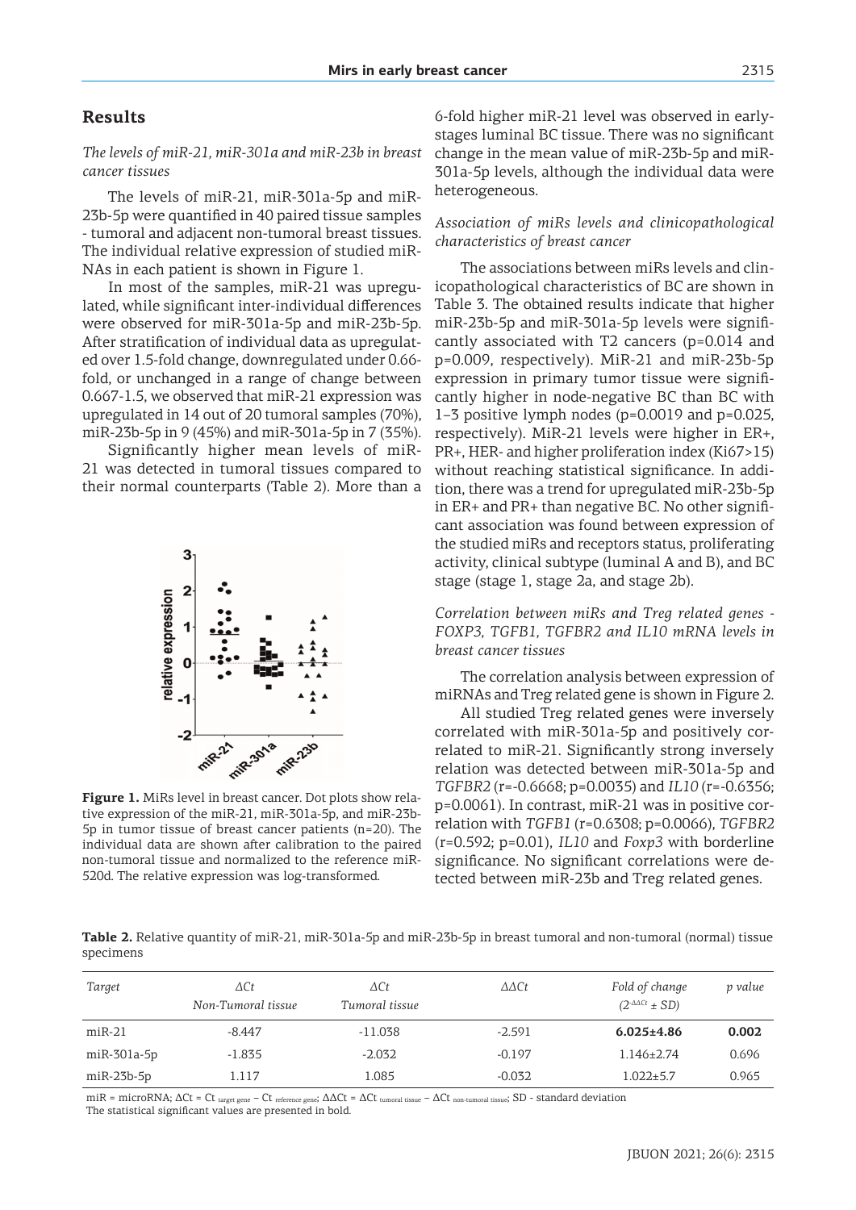## Results

*The levels of miR-21, miR-301a and miR-23b in breast cancer tissues*

The levels of miR-21, miR-301a-5p and miR-23b-5p were quantified in 40 paired tissue samples - tumoral and adjacent non-tumoral breast tissues. The individual relative expression of studied miRNAs in each patient is shown in Figure 1.

In most of the samples, miR-21 was upregulated, while significant inter-individual differences were observed for miR-301a-5p and miR-23b-5p. After stratification of individual data as upregulated over 1.5-fold change, downregulated under 0.66-fold, or unchanged in a range of change between 0.667-1.5, we observed that miR-21 expression was upregulated in 14 out of 20 tumoral samples (70%), miR-23b-5p in 9 (45%) and miR-301a-5p in 7 (35%).

Significantly higher mean levels of miR-21 was detected in tumoral tissues compared to their normal counterparts (Table 2). More than a 6-fold higher miR-21 level was observed in early-stages luminal BC tissue. There was no significant change in the mean value of miR-23b-5p and miR-301a-5p levels, although the individual data were heterogeneous.

**Figure 1.** MiRs level in breast cancer. Dot plots show relative expression of the miR-21, miR-301a-5p, and miR-23b-5p in tumor tissue of breast cancer patients (n=20). The individual data are shown after calibration to the paired non-tumoral tissue and normalized to the reference miR-520d. The relative expression was log-transformed.

*Association of miRs levels and clinicopathological characteristics of breast cancer*

The associations between miRs levels and clinicopathological characteristics of BC are shown in Table 3. The obtained results indicate that higher miR-23b-5p and miR-301a-5p levels were significantly associated with T2 cancers (p=0.014 and p=0.009, respectively). MiR-21 and miR-23b-5p expression in primary tumor tissue were significantly higher in node-negative BC than BC with 1–3 positive lymph nodes (p=0.0019 and p=0.025, respectively). MiR-21 levels were higher in ER+, PR+, HER- and higher proliferation index (Ki67>15) without reaching statistical significance. In addition, there was a trend for upregulated miR-23b-5p in ER+ and PR+ than negative BC. No other significant association was found between expression of the studied miRs and receptors status, proliferating activity, clinical subtype (luminal A and B), and BC stage (stage 1, stage 2a, and stage 2b).

*Correlation between miRs and Treg related genes - FOXP3, TGFB1, TGFBR2 and IL10 mRNA levels in breast cancer tissues*

The correlation analysis between expression of miRNAs and Treg related gene is shown in Figure 2.

All studied Treg related genes were inversely correlated with miR-301a-5p and positively correlated to miR-21. Significantly strong inversely relation was detected between miR-301a-5p and *TGFBR2* (r=-0.6668; p=0.0035) and *IL10* (r=-0.6356; p=0.0061). In contrast, miR-21 was in positive correlation with *TGFB1* (r=0.6308; p=0.0066), *TGFBR2* (r=0.592; p=0.01), *IL10* and *Foxp3* with borderline significance. No significant correlations were detected between miR-23b and Treg related genes.

**Table 2.** Relative quantity of miR-21, miR-301a-5p and miR-23b-5p in breast tumoral and non-tumoral (normal) tissue specimens

| *Target* | *ΔCt* Non-Tumoral tissue | *ΔCt* Tumoral tissue | *ΔΔCt* | Fold of change ($2^{-\Delta\Delta Ct} \pm SD$) | *p value* |
|---|---|---|---|---|---|
| miR-21 | -8.447 | -11.038 | -2.591 | **6.025±4.86** | **0.002** |
| miR-301a-5p | -1.835 | -2.032 | -0.197 | 1.146±2.74 | 0.696 |
| miR-23b-5p | 1.117 | 1.085 | -0.032 | 1.022±5.7 | 0.965 |

miR = microRNA; $\Delta Ct = Ct_{target\ gene} - Ct_{reference\ gene}$; $\Delta\Delta Ct = \Delta Ct_{tumoral\ tissue} - \Delta Ct_{non\text{-}tumoral\ tissue}$; SD - standard deviation
The statistical significant values are presented in bold.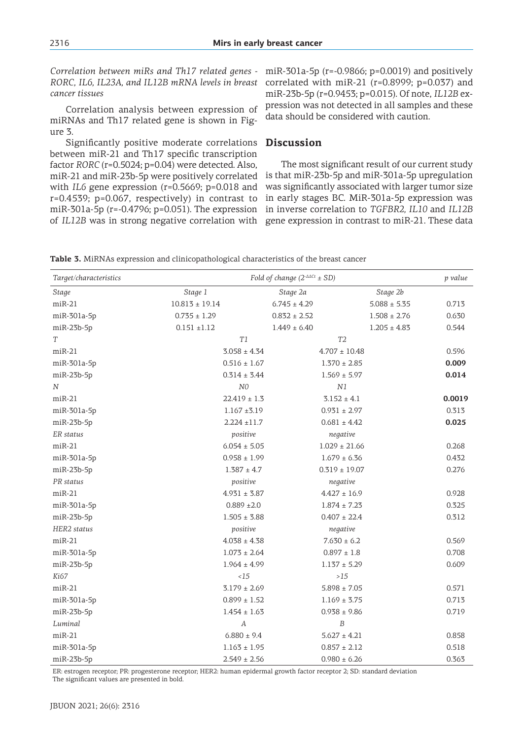*Correlation between miRs and Th17 related genes - RORC, IL6, IL23A, and IL12B mRNA levels in breast cancer tissues*

Correlation analysis between expression of miRNAs and Th17 related gene is shown in Figure 3.

Significantly positive moderate correlations between miR-21 and Th17 specific transcription factor *RORC* (r=0.5024; p=0.04) were detected. Also, miR-21 and miR-23b-5p were positively correlated with *IL6* gene expression (r=0.5669; p=0.018 and r=0.4539; p=0.067, respectively) in contrast to miR-301a-5p (r=-0.4796; p=0.051). The expression of *IL12B* was in strong negative correlation with miR-301a-5p (r=-0.9866; p=0.0019) and positively correlated with miR-21 (r=0.8999; p=0.037) and miR-23b-5p (r=0.9453; p=0.015). Of note, *IL12B* expression was not detected in all samples and these data should be considered with caution.

## Discussion

The most significant result of our current study is that miR-23b-5p and miR-301a-5p upregulation was significantly associated with larger tumor size in early stages BC. MiR-301a-5p expression was in inverse correlation to *TGFBR2, IL10* and *IL12B* gene expression in contrast to miR-21. These data

**Table 3.** MiRNAs expression and clinicopathological characteristics of the breast cancer

| *Target/characteristics* | *Fold of change ($2^{-\Delta\Delta Ct}$ ± SD)* | | | *p value* |
|---|---|---|---|---|
| *Stage* | *Stage 1* | *Stage 2a* | *Stage 2b* | |
| miR-21 | 10.813 ± 19.14 | 6.745 ± 4.29 | 5.088 ± 5.35 | 0.713 |
| miR-301a-5p | 0.735 ± 1.29 | 0.832 ± 2.52 | 1.508 ± 2.76 | 0.630 |
| miR-23b-5p | 0.151 ±1.12 | 1.449 ± 6.40 | 1.205 ± 4.83 | 0.544 |
| *T* | *T1* | *T2* | | |
| miR-21 | 3.058 ± 4.34 | 4.707 ± 10.48 | | 0.596 |
| miR-301a-5p | 0.516 ± 1.67 | 1.370 ± 2.85 | | **0.009** |
| miR-23b-5p | 0.314 ± 3.44 | 1.569 ± 5.97 | | **0.014** |
| *N* | *N0* | *N1* | | |
| miR-21 | 22.419 ± 1.3 | 3.152 ± 4.1 | | **0.0019** |
| miR-301a-5p | 1.167 ±3.19 | 0.931 ± 2.97 | | 0.313 |
| miR-23b-5p | 2.224 ±11.7 | 0.681 ± 4.42 | | **0.025** |
| *ER status* | *positive* | *negative* | | |
| miR-21 | 6.054 ± 5.05 | 1.029 ± 21.66 | | 0.268 |
| miR-301a-5p | 0.958 ± 1.99 | 1.679 ± 6.36 | | 0.432 |
| miR-23b-5p | 1.387 ± 4.7 | 0.319 ± 19.07 | | 0.276 |
| *PR status* | *positive* | *negative* | | |
| miR-21 | 4.931 ± 3.87 | 4.427 ± 16.9 | | 0.928 |
| miR-301a-5p | 0.889 ±2.0 | 1.874 ± 7.23 | | 0.325 |
| miR-23b-5p | 1.505 ± 3.88 | 0.407 ± 22.4 | | 0.312 |
| *HER2 status* | *positive* | *negative* | | |
| miR-21 | 4.038 ± 4.38 | 7.630 ± 6.2 | | 0.569 |
| miR-301a-5p | 1.073 ± 2.64 | 0.897 ± 1.8 | | 0.708 |
| miR-23b-5p | 1.964 ± 4.99 | 1.137 ± 5.29 | | 0.609 |
| *Ki67* | *<15* | *>15* | | |
| miR-21 | 3.179 ± 2.69 | 5.898 ± 7.05 | | 0.571 |
| miR-301a-5p | 0.899 ± 1.52 | 1.169 ± 3.75 | | 0.713 |
| miR-23b-5p | 1.454 ± 1.63 | 0.938 ± 9.86 | | 0.719 |
| *Luminal* | *A* | *B* | | |
| miR-21 | 6.880 ± 9.4 | 5.627 ± 4.21 | | 0.858 |
| miR-301a-5p | 1.163 ± 1.95 | 0.857 ± 2.12 | | 0.518 |
| miR-23b-5p | 2.549 ± 2.56 | 0.980 ± 6.26 | | 0.363 |

ER: estrogen receptor; PR: progesterone receptor; HER2: human epidermal growth factor receptor 2; SD: standard deviation
The significant values are presented in bold.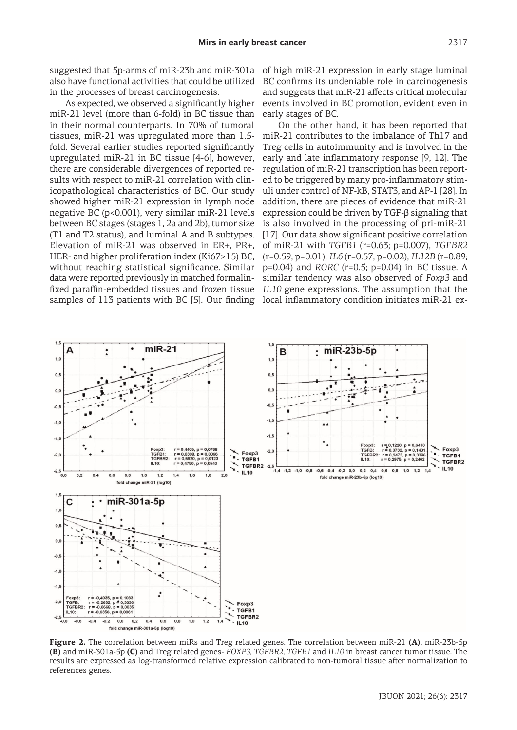suggested that 5p-arms of miR-23b and miR-301a also have functional activities that could be utilized in the processes of breast carcinogenesis.

As expected, we observed a significantly higher miR-21 level (more than 6-fold) in BC tissue than in their normal counterparts. In 70% of tumoral tissues, miR-21 was upregulated more than 1.5-fold. Several earlier studies reported significantly upregulated miR-21 in BC tissue [4-6], however, there are considerable divergences of reported results with respect to miR-21 correlation with clinicopathological characteristics of BC. Our study showed higher miR-21 expression in lymph node negative BC ($p<0.001$), very similar miR-21 levels between BC stages (stages 1, 2a and 2b), tumor size (T1 and T2 status), and luminal A and B subtypes. Elevation of miR-21 was observed in ER+, PR+, HER- and higher proliferation index (Ki67>15) BC, without reaching statistical significance. Similar data were reported previously in matched formalin-fixed paraffin-embedded tissues and frozen tissue samples of 113 patients with BC [5]. Our finding of high miR-21 expression in early stage luminal BC confirms its undeniable role in carcinogenesis and suggests that miR-21 affects critical molecular events involved in BC promotion, evident even in early stages of BC.

On the other hand, it has been reported that miR-21 contributes to the imbalance of Th17 and Treg cells in autoimmunity and is involved in the early and late inflammatory response [9, 12]. The regulation of miR-21 transcription has been reported to be triggered by many pro-inflammatory stimuli under control of NF-kB, STAT3, and AP-1 [28]. In addition, there are pieces of evidence that miR-21 expression could be driven by TGF-β signaling that is also involved in the processing of pri-miR-21 [17]. Our data show significant positive correlation of miR-21 with *TGFB1* ($r=0.63$; $p=0.007$), *TGFBR2* ($r=0.59$; $p=0.01$), *IL6* ($r=0.57$; $p=0.02$), *IL12B* ($r=0.89$; $p=0.04$) and *RORC* ($r=0.5$; $p=0.04$) in BC tissue. A similar tendency was also observed of *Foxp3* and *IL10* gene expressions. The assumption that the local inflammatory condition initiates miR-21 ex-

**Figure 2.** The correlation between miRs and Treg related genes. The correlation between miR-21 **(A)**, miR-23b-5p **(B)** and miR-301a-5p **(C)** and Treg related genes- *FOXP3, TGFBR2, TGFB1* and *IL10* in breast cancer tumor tissue. The results are expressed as log-transformed relative expression calibrated to non-tumoral tissue after normalization to references genes.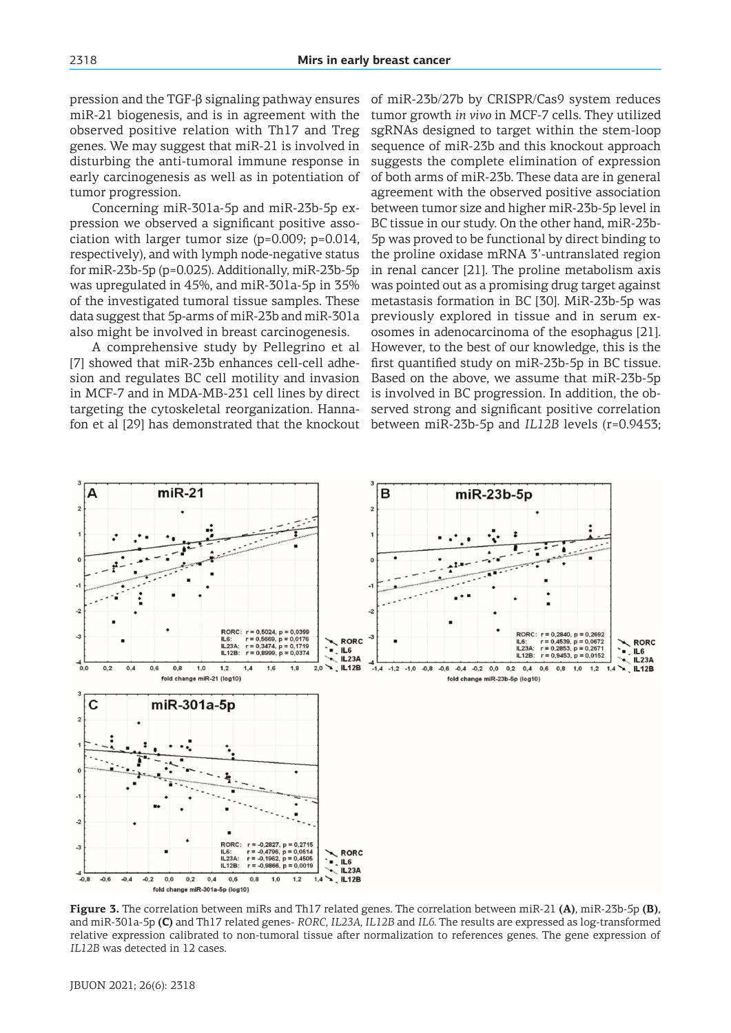pression and the TGF-β signaling pathway ensures miR-21 biogenesis, and is in agreement with the observed positive relation with Th17 and Treg genes. We may suggest that miR-21 is involved in disturbing the anti-tumoral immune response in early carcinogenesis as well as in potentiation of tumor progression.

Concerning miR-301a-5p and miR-23b-5p expression we observed a significant positive association with larger tumor size (p=0.009; p=0.014, respectively), and with lymph node-negative status for miR-23b-5p (p=0.025). Additionally, miR-23b-5p was upregulated in 45%, and miR-301a-5p in 35% of the investigated tumoral tissue samples. These data suggest that 5p-arms of miR-23b and miR-301a also might be involved in breast carcinogenesis.

A comprehensive study by Pellegrino et al [7] showed that miR-23b enhances cell-cell adhesion and regulates BC cell motility and invasion in MCF-7 and in MDA-MB-231 cell lines by direct targeting the cytoskeletal reorganization. Hannafon et al [29] has demonstrated that the knockout of miR-23b/27b by CRISPR/Cas9 system reduces tumor growth *in vivo* in MCF-7 cells. They utilized sgRNAs designed to target within the stem-loop sequence of miR-23b and this knockout approach suggests the complete elimination of expression of both arms of miR-23b. These data are in general agreement with the observed positive association between tumor size and higher miR-23b-5p level in BC tissue in our study. On the other hand, miR-23b-5p was proved to be functional by direct binding to the proline oxidase mRNA 3'-untranslated region in renal cancer [21]. The proline metabolism axis was pointed out as a promising drug target against metastasis formation in BC [30]. MiR-23b-5p was previously explored in tissue and in serum exosomes in adenocarcinoma of the esophagus [21]. However, to the best of our knowledge, this is the first quantified study on miR-23b-5p in BC tissue. Based on the above, we assume that miR-23b-5p is involved in BC progression. In addition, the observed strong and significant positive correlation between miR-23b-5p and *IL12B* levels (r=0.9453;

**Figure 3.** The correlation between miRs and Th17 related genes. The correlation between miR-21 **(A)**, miR-23b-5p **(B)**, and miR-301a-5p **(C)** and Th17 related genes- *RORC*, *IL23A*, *IL12B* and *IL6*. The results are expressed as log-transformed relative expression calibrated to non-tumoral tissue after normalization to references genes. The gene expression of *IL12B* was detected in 12 cases.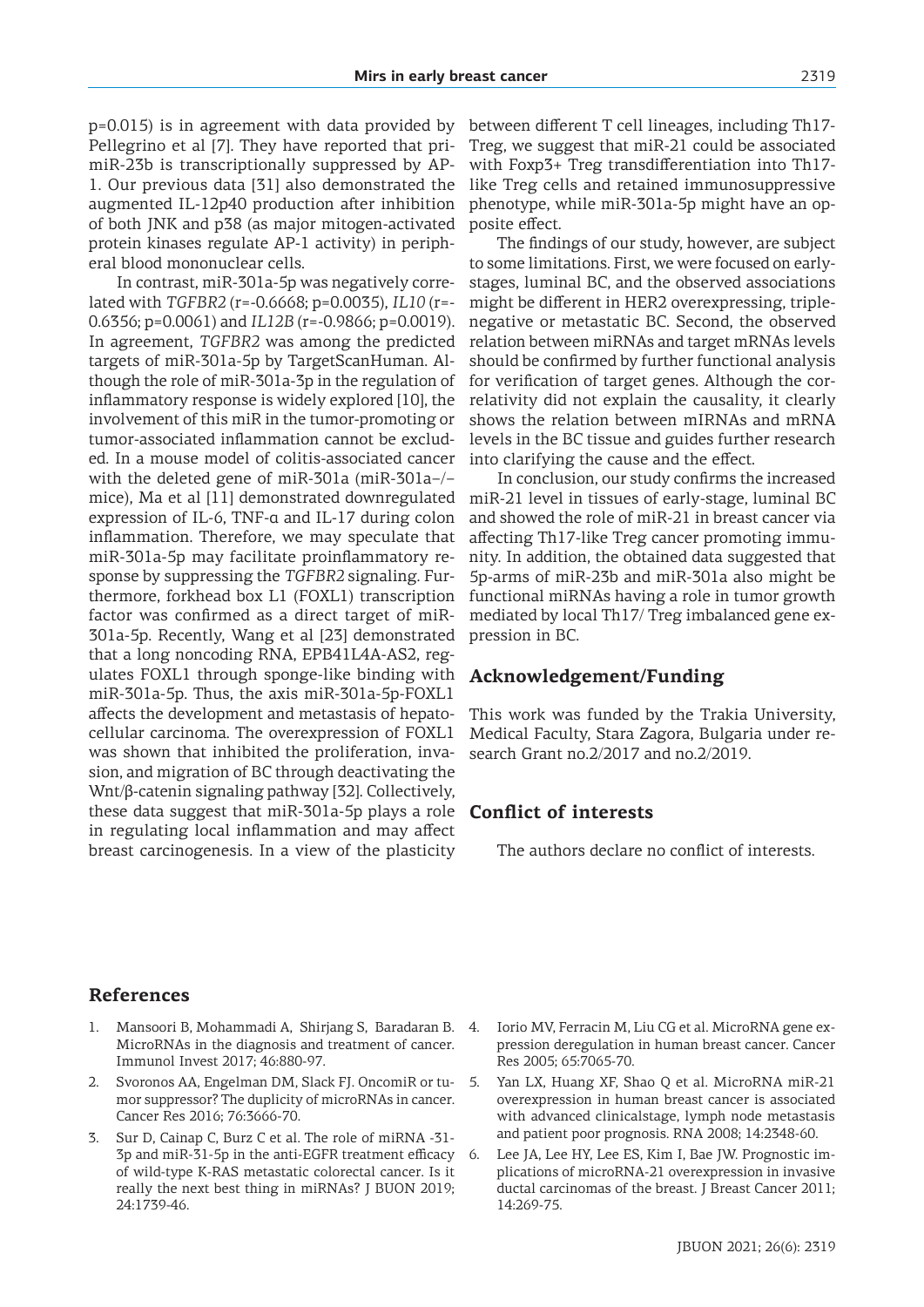p=0.015) is in agreement with data provided by Pellegrino et al [7]. They have reported that pri-miR-23b is transcriptionally suppressed by AP-1. Our previous data [31] also demonstrated the augmented IL-12p40 production after inhibition of both JNK and p38 (as major mitogen-activated protein kinases regulate AP-1 activity) in peripheral blood mononuclear cells.

In contrast, miR-301a-5p was negatively correlated with *TGFBR2* (r=-0.6668; p=0.0035), *IL10* (r=-0.6356; p=0.0061) and *IL12B* (r=-0.9866; p=0.0019). In agreement, *TGFBR2* was among the predicted targets of miR-301a-5p by TargetScanHuman. Although the role of miR-301a-3p in the regulation of inflammatory response is widely explored [10], the involvement of this miR in the tumor-promoting or tumor-associated inflammation cannot be excluded. In a mouse model of colitis-associated cancer with the deleted gene of miR-301a (miR-301a–/– mice), Ma et al [11] demonstrated downregulated expression of IL-6, TNF-α and IL-17 during colon inflammation. Therefore, we may speculate that miR-301a-5p may facilitate proinflammatory response by suppressing the *TGFBR2* signaling. Furthermore, forkhead box L1 (FOXL1) transcription factor was confirmed as a direct target of miR-301a-5p. Recently, Wang et al [23] demonstrated that a long noncoding RNA, EPB41L4A-AS2, regulates FOXL1 through sponge-like binding with miR-301a-5p. Thus, the axis miR-301a-5p-FOXL1 affects the development and metastasis of hepatocellular carcinoma. The overexpression of FOXL1 was shown that inhibited the proliferation, invasion, and migration of BC through deactivating the Wnt/β-catenin signaling pathway [32]. Collectively, these data suggest that miR-301a-5p plays a role in regulating local inflammation and may affect breast carcinogenesis. In a view of the plasticity between different T cell lineages, including Th17-Treg, we suggest that miR-21 could be associated with Foxp3+ Treg transdifferentiation into Th17-like Treg cells and retained immunosuppressive phenotype, while miR-301a-5p might have an opposite effect.

The findings of our study, however, are subject to some limitations. First, we were focused on early-stages, luminal BC, and the observed associations might be different in HER2 overexpressing, triple-negative or metastatic BC. Second, the observed relation between miRNAs and target mRNAs levels should be confirmed by further functional analysis for verification of target genes. Although the correlativity did not explain the causality, it clearly shows the relation between mIRNAs and mRNA levels in the BC tissue and guides further research into clarifying the cause and the effect.

In conclusion, our study confirms the increased miR-21 level in tissues of early-stage, luminal BC and showed the role of miR-21 in breast cancer via affecting Th17-like Treg cancer promoting immunity. In addition, the obtained data suggested that 5p-arms of miR-23b and miR-301a also might be functional miRNAs having a role in tumor growth mediated by local Th17/ Treg imbalanced gene expression in BC.

## Acknowledgement/Funding

This work was funded by the Trakia University, Medical Faculty, Stara Zagora, Bulgaria under research Grant no.2/2017 and no.2/2019.

## Conflict of interests

The authors declare no conflict of interests.

## References

1. Mansoori B, Mohammadi A, Shirjang S, Baradaran B. MicroRNAs in the diagnosis and treatment of cancer. Immunol Invest 2017; 46:880-97.
2. Svoronos AA, Engelman DM, Slack FJ. OncomiR or tumor suppressor? The duplicity of microRNAs in cancer. Cancer Res 2016; 76:3666-70.
3. Sur D, Cainap C, Burz C et al. The role of miRNA -31-3p and miR-31-5p in the anti-EGFR treatment efficacy of wild-type K-RAS metastatic colorectal cancer. Is it really the next best thing in miRNAs? J BUON 2019; 24:1739-46.
4. Iorio MV, Ferracin M, Liu CG et al. MicroRNA gene expression deregulation in human breast cancer. Cancer Res 2005; 65:7065-70.
5. Yan LX, Huang XF, Shao Q et al. MicroRNA miR-21 overexpression in human breast cancer is associated with advanced clinicalstage, lymph node metastasis and patient poor prognosis. RNA 2008; 14:2348-60.
6. Lee JA, Lee HY, Lee ES, Kim I, Bae JW. Prognostic implications of microRNA-21 overexpression in invasive ductal carcinomas of the breast. J Breast Cancer 2011; 14:269-75.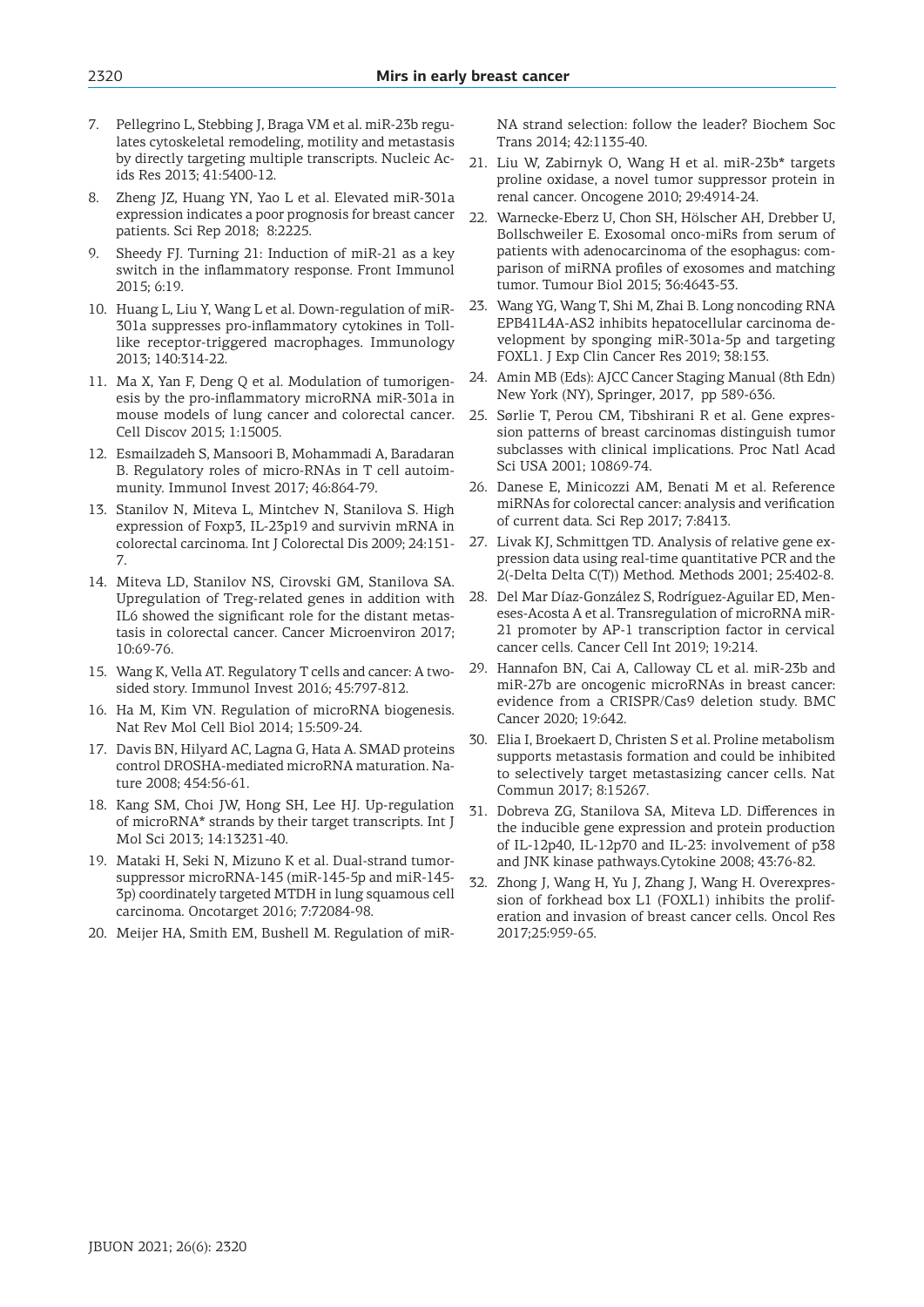7. Pellegrino L, Stebbing J, Braga VM et al. miR-23b regulates cytoskeletal remodeling, motility and metastasis by directly targeting multiple transcripts. Nucleic Acids Res 2013; 41:5400-12.
8. Zheng JZ, Huang YN, Yao L et al. Elevated miR-301a expression indicates a poor prognosis for breast cancer patients. Sci Rep 2018; 8:2225.
9. Sheedy FJ. Turning 21: Induction of miR-21 as a key switch in the inflammatory response. Front Immunol 2015; 6:19.
10. Huang L, Liu Y, Wang L et al. Down-regulation of miR-301a suppresses pro-inflammatory cytokines in Toll-like receptor-triggered macrophages. Immunology 2013; 140:314-22.
11. Ma X, Yan F, Deng Q et al. Modulation of tumorigenesis by the pro-inflammatory microRNA miR-301a in mouse models of lung cancer and colorectal cancer. Cell Discov 2015; 1:15005.
12. Esmailzadeh S, Mansoori B, Mohammadi A, Baradaran B. Regulatory roles of micro-RNAs in T cell autoimmunity. Immunol Invest 2017; 46:864-79.
13. Stanilov N, Miteva L, Mintchev N, Stanilova S. High expression of Foxp3, IL-23p19 and survivin mRNA in colorectal carcinoma. Int J Colorectal Dis 2009; 24:151-7.
14. Miteva LD, Stanilov NS, Cirovski GM, Stanilova SA. Upregulation of Treg-related genes in addition with IL6 showed the significant role for the distant metastasis in colorectal cancer. Cancer Microenviron 2017; 10:69-76.
15. Wang K, Vella AT. Regulatory T cells and cancer: A two-sided story. Immunol Invest 2016; 45:797-812.
16. Ha M, Kim VN. Regulation of microRNA biogenesis. Nat Rev Mol Cell Biol 2014; 15:509-24.
17. Davis BN, Hilyard AC, Lagna G, Hata A. SMAD proteins control DROSHA-mediated microRNA maturation. Nature 2008; 454:56-61.
18. Kang SM, Choi JW, Hong SH, Lee HJ. Up-regulation of microRNA* strands by their target transcripts. Int J Mol Sci 2013; 14:13231-40.
19. Mataki H, Seki N, Mizuno K et al. Dual-strand tumor-suppressor microRNA-145 (miR-145-5p and miR-145-3p) coordinately targeted MTDH in lung squamous cell carcinoma. Oncotarget 2016; 7:72084-98.
20. Meijer HA, Smith EM, Bushell M. Regulation of miRNA strand selection: follow the leader? Biochem Soc Trans 2014; 42:1135-40.
21. Liu W, Zabirnyk O, Wang H et al. miR-23b* targets proline oxidase, a novel tumor suppressor protein in renal cancer. Oncogene 2010; 29:4914-24.
22. Warnecke-Eberz U, Chon SH, Hölscher AH, Drebber U, Bollschweiler E. Exosomal onco-miRs from serum of patients with adenocarcinoma of the esophagus: comparison of miRNA profiles of exosomes and matching tumor. Tumour Biol 2015; 36:4643-53.
23. Wang YG, Wang T, Shi M, Zhai B. Long noncoding RNA EPB41L4A-AS2 inhibits hepatocellular carcinoma development by sponging miR-301a-5p and targeting FOXL1. J Exp Clin Cancer Res 2019; 38:153.
24. Amin MB (Eds): AJCC Cancer Staging Manual (8th Edn) New York (NY), Springer, 2017, pp 589-636.
25. Sørlie T, Perou CM, Tibshirani R et al. Gene expression patterns of breast carcinomas distinguish tumor subclasses with clinical implications. Proc Natl Acad Sci USA 2001; 10869-74.
26. Danese E, Minicozzi AM, Benati M et al. Reference miRNAs for colorectal cancer: analysis and verification of current data. Sci Rep 2017; 7:8413.
27. Livak KJ, Schmittgen TD. Analysis of relative gene expression data using real-time quantitative PCR and the 2(-Delta Delta C(T)) Method. Methods 2001; 25:402-8.
28. Del Mar Díaz-González S, Rodríguez-Aguilar ED, Meneses-Acosta A et al. Transregulation of microRNA miR-21 promoter by AP-1 transcription factor in cervical cancer cells. Cancer Cell Int 2019; 19:214.
29. Hannafon BN, Cai A, Calloway CL et al. miR-23b and miR-27b are oncogenic microRNAs in breast cancer: evidence from a CRISPR/Cas9 deletion study. BMC Cancer 2020; 19:642.
30. Elia I, Broekaert D, Christen S et al. Proline metabolism supports metastasis formation and could be inhibited to selectively target metastasizing cancer cells. Nat Commun 2017; 8:15267.
31. Dobreva ZG, Stanilova SA, Miteva LD. Differences in the inducible gene expression and protein production of IL-12p40, IL-12p70 and IL-23: involvement of p38 and JNK kinase pathways.Cytokine 2008; 43:76-82.
32. Zhong J, Wang H, Yu J, Zhang J, Wang H. Overexpression of forkhead box L1 (FOXL1) inhibits the proliferation and invasion of breast cancer cells. Oncol Res 2017;25:959-65.